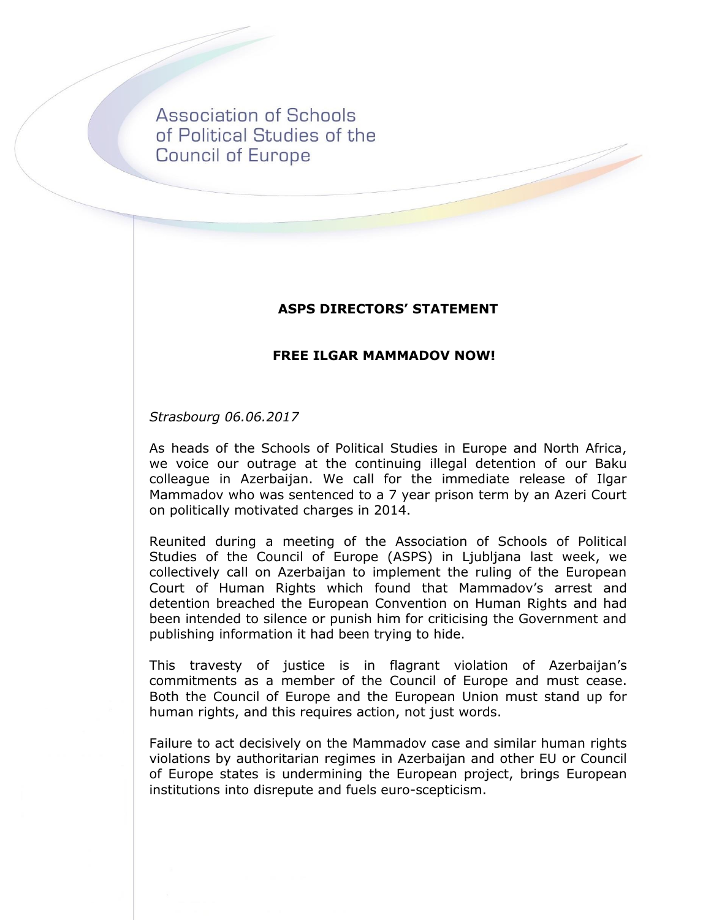Association of Schools of Political Studies of the Council of Europe

## ASPS DIRECTORS' STATEMENT

## FREE ILGAR MAMMADOV NOW!

*Strasbourg 06.06.2017*

As heads of the Schools of Political Studies in Europe and North Africa, we voice our outrage at the continuing illegal detention of our Baku colleague in Azerbaijan. We call for the immediate release of Ilgar Mammadov who was sentenced to a 7 year prison term by an Azeri Court on politically motivated charges in 2014.

Reunited during a meeting of the Association of Schools of Political Studies of the Council of Europe (ASPS) in Ljubljana last week, we collectively call on Azerbaijan to implement the ruling of the European Court of Human Rights which found that Mammadov's arrest and detention breached the European Convention on Human Rights and had been intended to silence or punish him for criticising the Government and publishing information it had been trying to hide.

This travesty of justice is in flagrant violation of Azerbaijan's commitments as a member of the Council of Europe and must cease. Both the Council of Europe and the European Union must stand up for human rights, and this requires action, not just words.

Failure to act decisively on the Mammadov case and similar human rights violations by authoritarian regimes in Azerbaijan and other EU or Council of Europe states is undermining the European project, brings European institutions into disrepute and fuels euro-scepticism.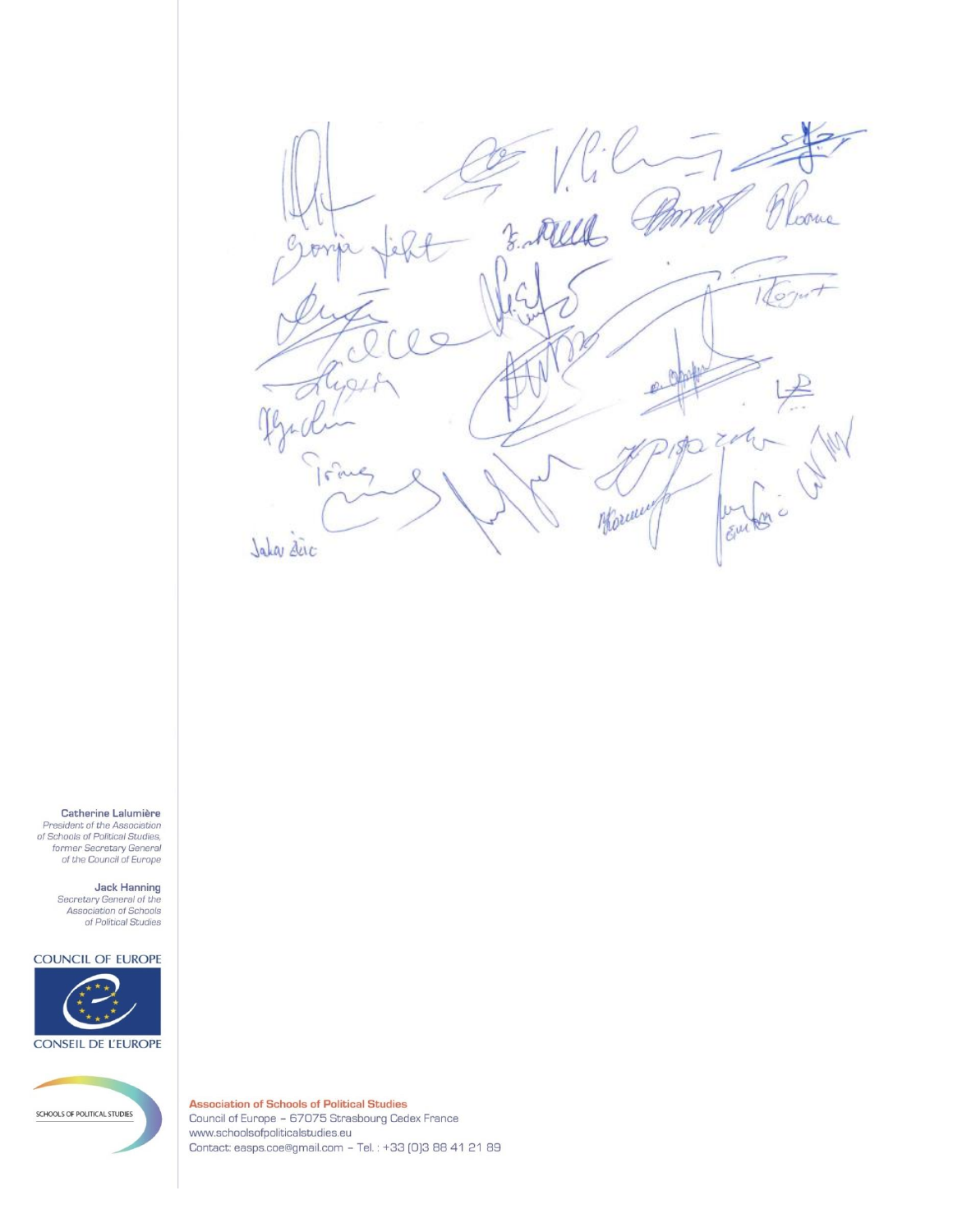Catherine Lalumière
*President of the Association of Schools of Political Studies, former Secretary General of the Council of Europe*

Jack Hanning
*Secretary General of the Association of Schools of Political Studies*

COUNCIL OF EUROPE

CONSEIL DE L'EUROPE

SCHOOLS OF POLITICAL STUDIES

**Association of Schools of Political Studies**
Council of Europe – 67075 Strasbourg Cedex France
www.schoolsofpoliticalstudies.eu
Contact: easps.coe@gmail.com – Tel. : +33 (0)3 88 41 21 89